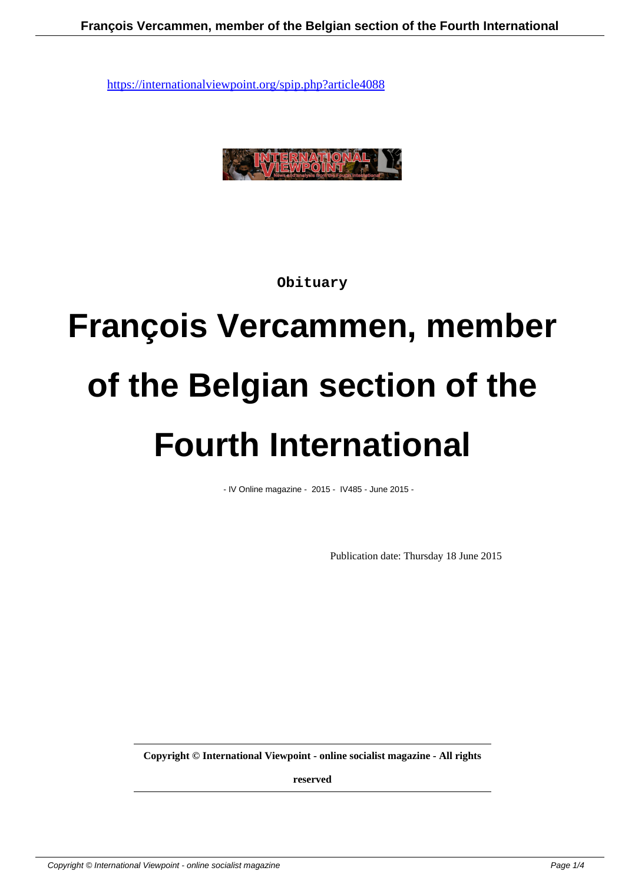https://internationalviewpoint.org/spip.php?article4088

Obituary

# François Vercammen, member of the Belgian section of the Fourth International

- IV Online magazine - 2015 - IV485 - June 2015 -

Publication date: Thursday 18 June 2015

**Copyright © International Viewpoint - online socialist magazine - All rights reserved**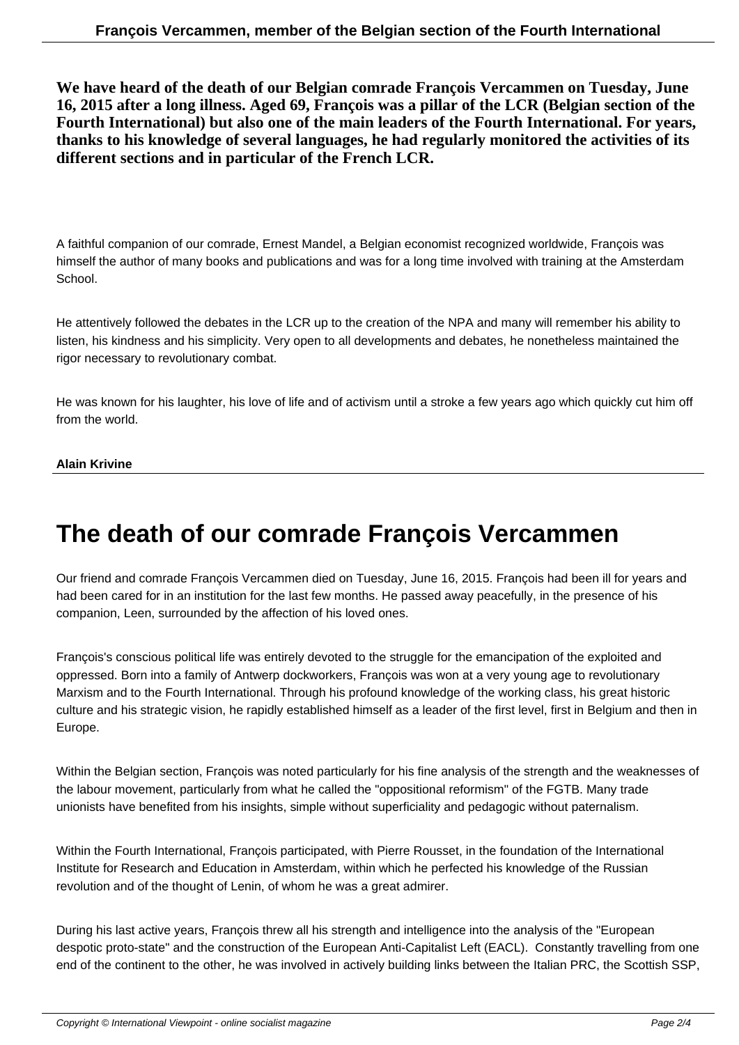**We have heard of the death of our Belgian comrade François Vercammen on Tuesday, June 16, 2015 after a long illness. Aged 69, François was a pillar of the LCR (Belgian section of the Fourth International) but also one of the main leaders of the Fourth International. For years, thanks to his knowledge of several languages, he had regularly monitored the activities of its different sections and in particular of the French LCR.**

A faithful companion of our comrade, Ernest Mandel, a Belgian economist recognized worldwide, François was himself the author of many books and publications and was for a long time involved with training at the Amsterdam School.

He attentively followed the debates in the LCR up to the creation of the NPA and many will remember his ability to listen, his kindness and his simplicity. Very open to all developments and debates, he nonetheless maintained the rigor necessary to revolutionary combat.

He was known for his laughter, his love of life and of activism until a stroke a few years ago which quickly cut him off from the world.

**Alain Krivine**

# The death of our comrade François Vercammen

Our friend and comrade François Vercammen died on Tuesday, June 16, 2015. François had been ill for years and had been cared for in an institution for the last few months. He passed away peacefully, in the presence of his companion, Leen, surrounded by the affection of his loved ones.

François's conscious political life was entirely devoted to the struggle for the emancipation of the exploited and oppressed. Born into a family of Antwerp dockworkers, François was won at a very young age to revolutionary Marxism and to the Fourth International. Through his profound knowledge of the working class, his great historic culture and his strategic vision, he rapidly established himself as a leader of the first level, first in Belgium and then in Europe.

Within the Belgian section, François was noted particularly for his fine analysis of the strength and the weaknesses of the labour movement, particularly from what he called the "oppositional reformism" of the FGTB. Many trade unionists have benefited from his insights, simple without superficiality and pedagogic without paternalism.

Within the Fourth International, François participated, with Pierre Rousset, in the foundation of the International Institute for Research and Education in Amsterdam, within which he perfected his knowledge of the Russian revolution and of the thought of Lenin, of whom he was a great admirer.

During his last active years, François threw all his strength and intelligence into the analysis of the "European despotic proto-state" and the construction of the European Anti-Capitalist Left (EACL). Constantly travelling from one end of the continent to the other, he was involved in actively building links between the Italian PRC, the Scottish SSP,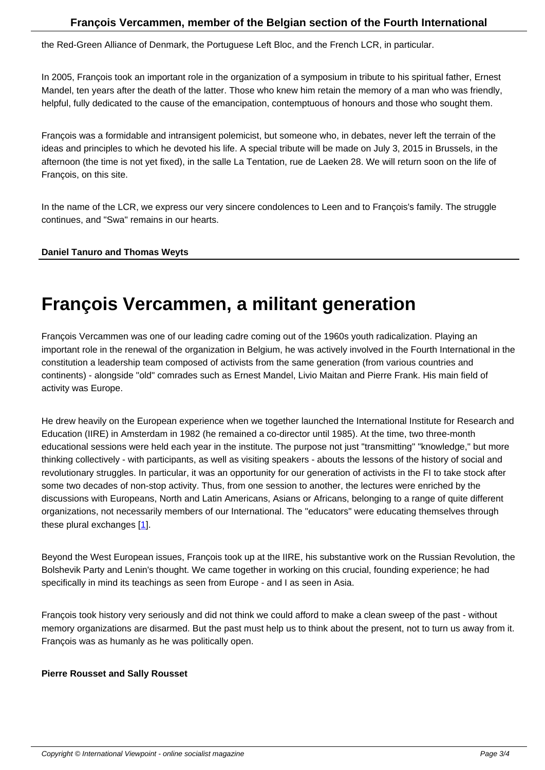the Red-Green Alliance of Denmark, the Portuguese Left Bloc, and the French LCR, in particular.

In 2005, François took an important role in the organization of a symposium in tribute to his spiritual father, Ernest Mandel, ten years after the death of the latter. Those who knew him retain the memory of a man who was friendly, helpful, fully dedicated to the cause of the emancipation, contemptuous of honours and those who sought them.

François was a formidable and intransigent polemicist, but someone who, in debates, never left the terrain of the ideas and principles to which he devoted his life. A special tribute will be made on July 3, 2015 in Brussels, in the afternoon (the time is not yet fixed), in the salle La Tentation, rue de Laeken 28. We will return soon on the life of François, on this site.

In the name of the LCR, we express our very sincere condolences to Leen and to François's family. The struggle continues, and "Swa" remains in our hearts.

**Daniel Tanuro and Thomas Weyts**

# François Vercammen, a militant generation

François Vercammen was one of our leading cadre coming out of the 1960s youth radicalization. Playing an important role in the renewal of the organization in Belgium, he was actively involved in the Fourth International in the constitution a leadership team composed of activists from the same generation (from various countries and continents) - alongside "old" comrades such as Ernest Mandel, Livio Maitan and Pierre Frank. His main field of activity was Europe.

He drew heavily on the European experience when we together launched the International Institute for Research and Education (IIRE) in Amsterdam in 1982 (he remained a co-director until 1985). At the time, two three-month educational sessions were held each year in the institute. The purpose not just "transmitting" "knowledge," but more thinking collectively - with participants, as well as visiting speakers - abouts the lessons of the history of social and revolutionary struggles. In particular, it was an opportunity for our generation of activists in the FI to take stock after some two decades of non-stop activity. Thus, from one session to another, the lectures were enriched by the discussions with Europeans, North and Latin Americans, Asians or Africans, belonging to a range of quite different organizations, not necessarily members of our International. The "educators" were educating themselves through these plural exchanges [1].

Beyond the West European issues, François took up at the IIRE, his substantive work on the Russian Revolution, the Bolshevik Party and Lenin's thought. We came together in working on this crucial, founding experience; he had specifically in mind its teachings as seen from Europe - and I as seen in Asia.

François took history very seriously and did not think we could afford to make a clean sweep of the past - without memory organizations are disarmed. But the past must help us to think about the present, not to turn us away from it. François was as humanly as he was politically open.

**Pierre Rousset and Sally Rousset**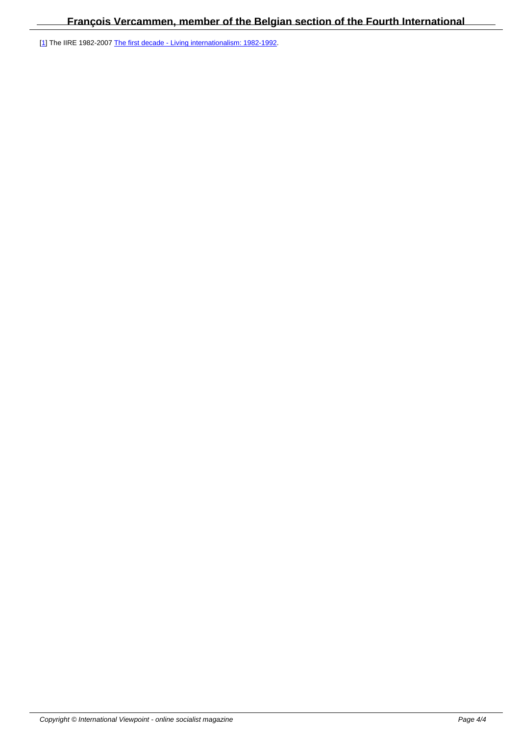[1] The IIRE 1982-2007 The first decade - Living internationalism: 1982-1992.